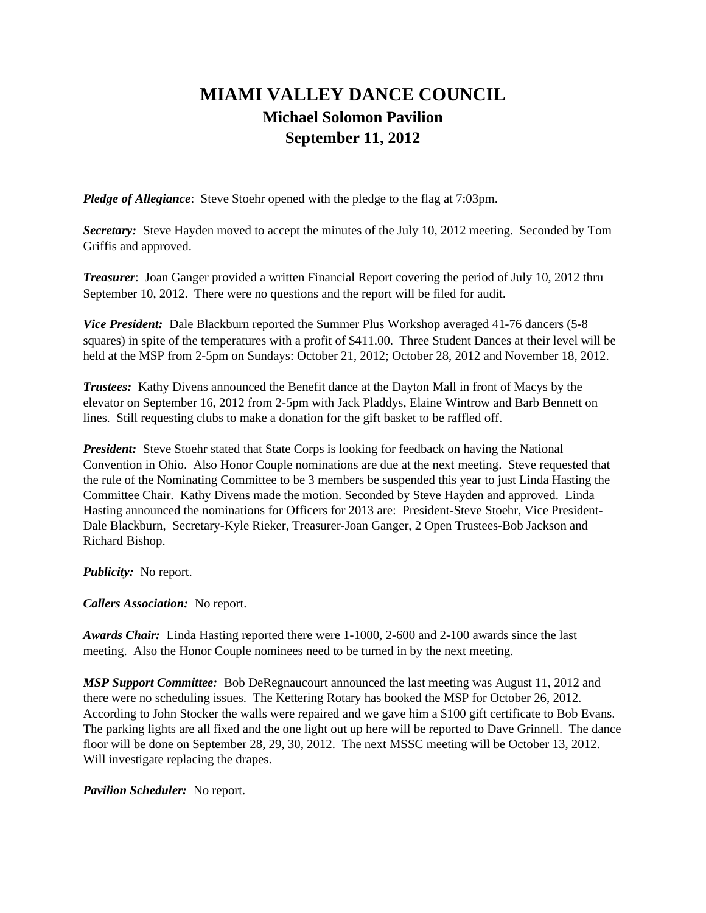# MIAMI VALLEY DANCE COUNCIL

## Michael Solomon Pavilion

## September 11, 2012

***Pledge of Allegiance***: Steve Stoehr opened with the pledge to the flag at 7:03pm.

***Secretary:*** Steve Hayden moved to accept the minutes of the July 10, 2012 meeting. Seconded by Tom Griffis and approved.

***Treasurer***: Joan Ganger provided a written Financial Report covering the period of July 10, 2012 thru September 10, 2012. There were no questions and the report will be filed for audit.

***Vice President:*** Dale Blackburn reported the Summer Plus Workshop averaged 41-76 dancers (5-8 squares) in spite of the temperatures with a profit of $411.00. Three Student Dances at their level will be held at the MSP from 2-5pm on Sundays: October 21, 2012; October 28, 2012 and November 18, 2012.

***Trustees:*** Kathy Divens announced the Benefit dance at the Dayton Mall in front of Macys by the elevator on September 16, 2012 from 2-5pm with Jack Pladdys, Elaine Wintrow and Barb Bennett on lines. Still requesting clubs to make a donation for the gift basket to be raffled off.

***President:*** Steve Stoehr stated that State Corps is looking for feedback on having the National Convention in Ohio. Also Honor Couple nominations are due at the next meeting. Steve requested that the rule of the Nominating Committee to be 3 members be suspended this year to just Linda Hasting the Committee Chair. Kathy Divens made the motion. Seconded by Steve Hayden and approved. Linda Hasting announced the nominations for Officers for 2013 are: President-Steve Stoehr, Vice President-Dale Blackburn, Secretary-Kyle Rieker, Treasurer-Joan Ganger, 2 Open Trustees-Bob Jackson and Richard Bishop.

***Publicity:*** No report.

***Callers Association:*** No report.

***Awards Chair:*** Linda Hasting reported there were 1-1000, 2-600 and 2-100 awards since the last meeting. Also the Honor Couple nominees need to be turned in by the next meeting.

***MSP Support Committee:*** Bob DeRegnaucourt announced the last meeting was August 11, 2012 and there were no scheduling issues. The Kettering Rotary has booked the MSP for October 26, 2012. According to John Stocker the walls were repaired and we gave him a $100 gift certificate to Bob Evans. The parking lights are all fixed and the one light out up here will be reported to Dave Grinnell. The dance floor will be done on September 28, 29, 30, 2012. The next MSSC meeting will be October 13, 2012. Will investigate replacing the drapes.

***Pavilion Scheduler:*** No report.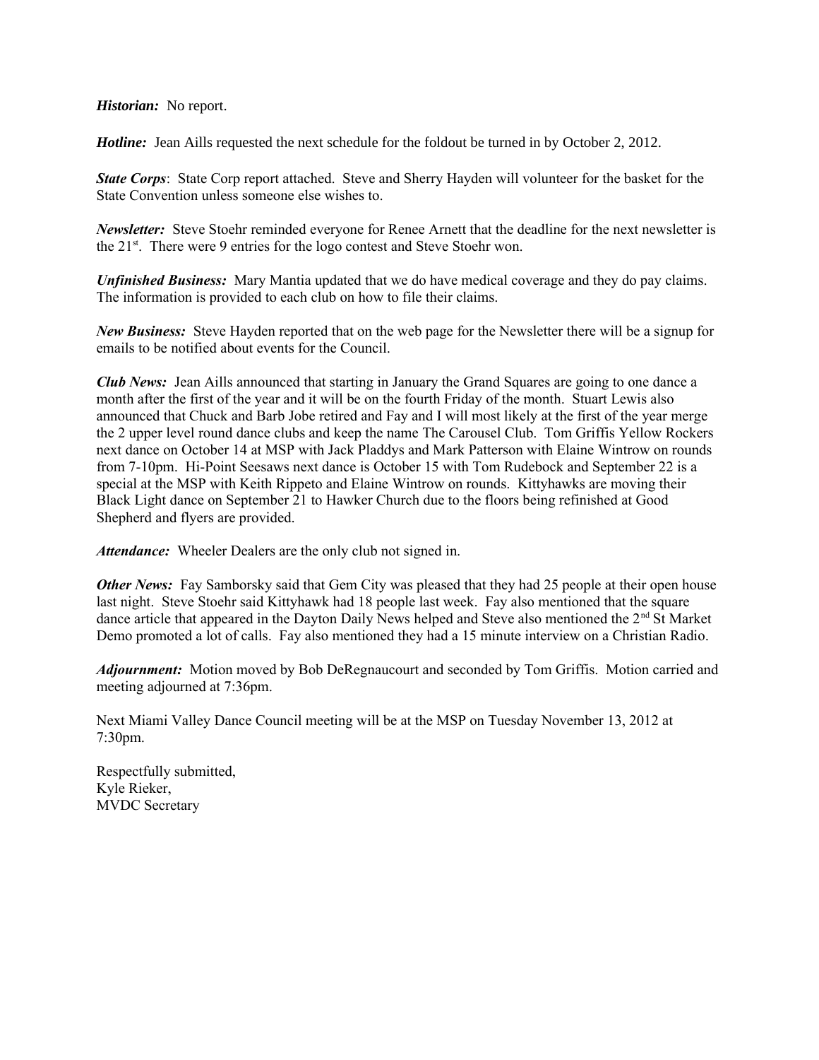***Historian:*** No report.

***Hotline:*** Jean Aills requested the next schedule for the foldout be turned in by October 2, 2012.

***State Corps***: State Corp report attached. Steve and Sherry Hayden will volunteer for the basket for the State Convention unless someone else wishes to.

***Newsletter:*** Steve Stoehr reminded everyone for Renee Arnett that the deadline for the next newsletter is the 21st. There were 9 entries for the logo contest and Steve Stoehr won.

***Unfinished Business:*** Mary Mantia updated that we do have medical coverage and they do pay claims. The information is provided to each club on how to file their claims.

***New Business:*** Steve Hayden reported that on the web page for the Newsletter there will be a signup for emails to be notified about events for the Council.

***Club News:*** Jean Aills announced that starting in January the Grand Squares are going to one dance a month after the first of the year and it will be on the fourth Friday of the month. Stuart Lewis also announced that Chuck and Barb Jobe retired and Fay and I will most likely at the first of the year merge the 2 upper level round dance clubs and keep the name The Carousel Club. Tom Griffis Yellow Rockers next dance on October 14 at MSP with Jack Pladdys and Mark Patterson with Elaine Wintrow on rounds from 7-10pm. Hi-Point Seesaws next dance is October 15 with Tom Rudebock and September 22 is a special at the MSP with Keith Rippeto and Elaine Wintrow on rounds. Kittyhawks are moving their Black Light dance on September 21 to Hawker Church due to the floors being refinished at Good Shepherd and flyers are provided.

***Attendance:*** Wheeler Dealers are the only club not signed in.

***Other News:*** Fay Samborsky said that Gem City was pleased that they had 25 people at their open house last night. Steve Stoehr said Kittyhawk had 18 people last week. Fay also mentioned that the square dance article that appeared in the Dayton Daily News helped and Steve also mentioned the 2nd St Market Demo promoted a lot of calls. Fay also mentioned they had a 15 minute interview on a Christian Radio.

***Adjournment:*** Motion moved by Bob DeRegnaucourt and seconded by Tom Griffis. Motion carried and meeting adjourned at 7:36pm.

Next Miami Valley Dance Council meeting will be at the MSP on Tuesday November 13, 2012 at 7:30pm.

Respectfully submitted,
Kyle Rieker,
MVDC Secretary